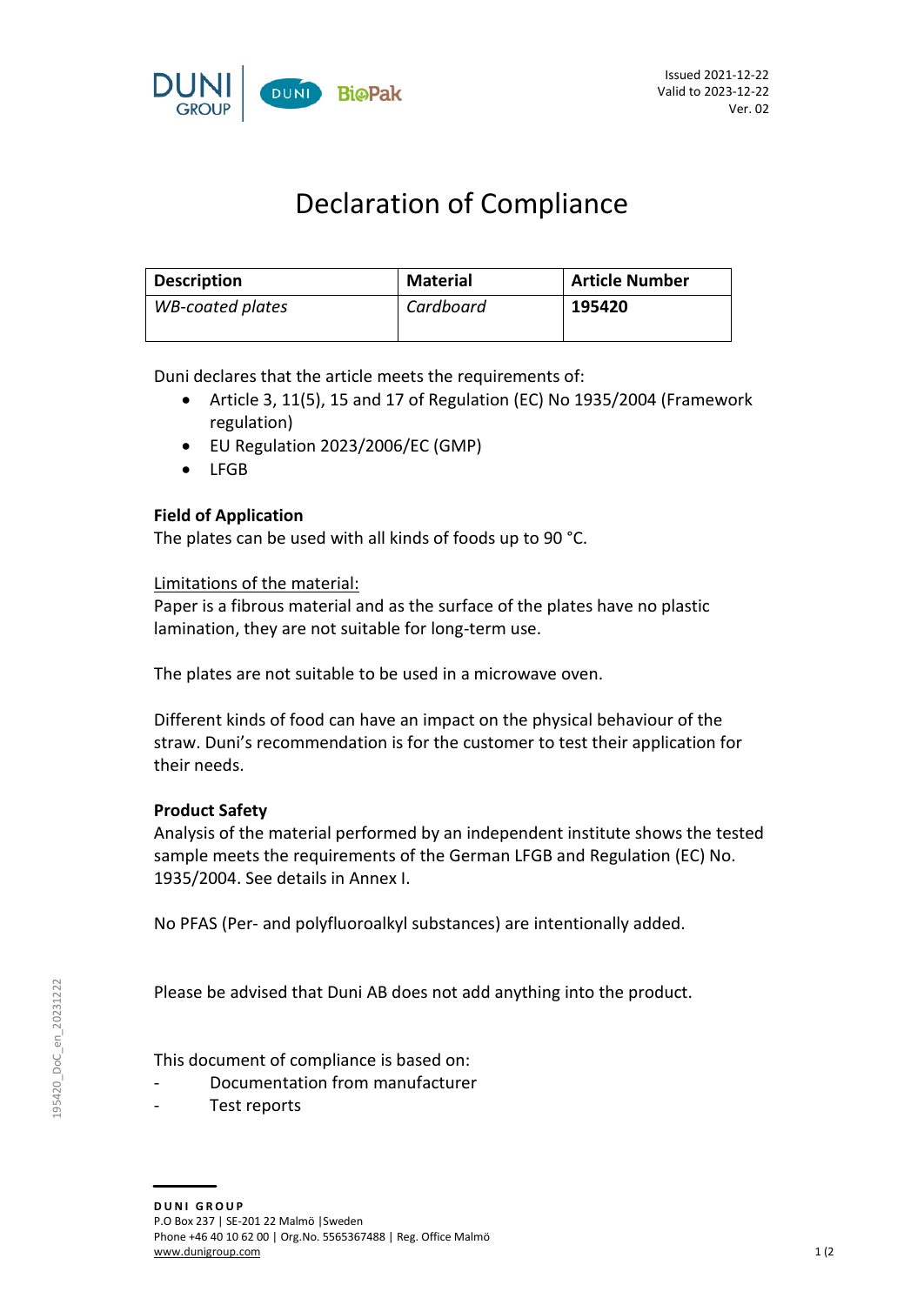Issued 2021-12-22
Valid to 2023-12-22
Ver. 02

# Declaration of Compliance

| Description | Material | Article Number |
|---|---|---|
| *WB-coated plates* | *Cardboard* | **195420** |

Duni declares that the article meets the requirements of:

- Article 3, 11(5), 15 and 17 of Regulation (EC) No 1935/2004 (Framework regulation)
- EU Regulation 2023/2006/EC (GMP)
- LFGB

**Field of Application**
The plates can be used with all kinds of foods up to 90 °C.

<u>Limitations of the material:</u>
Paper is a fibrous material and as the surface of the plates have no plastic lamination, they are not suitable for long-term use.

The plates are not suitable to be used in a microwave oven.

Different kinds of food can have an impact on the physical behaviour of the straw. Duni's recommendation is for the customer to test their application for their needs.

**Product Safety**
Analysis of the material performed by an independent institute shows the tested sample meets the requirements of the German LFGB and Regulation (EC) No. 1935/2004. See details in Annex I.

No PFAS (Per- and polyfluoroalkyl substances) are intentionally added.

Please be advised that Duni AB does not add anything into the product.

This document of compliance is based on:

- Documentation from manufacturer
- Test reports

195420_DoC_en_20231222

**DUNI GROUP**
P.O Box 237 | SE-201 22 Malmö |Sweden
Phone +46 40 10 62 00 | Org.No. 5565367488 | Reg. Office Malmö
www.dunigroup.com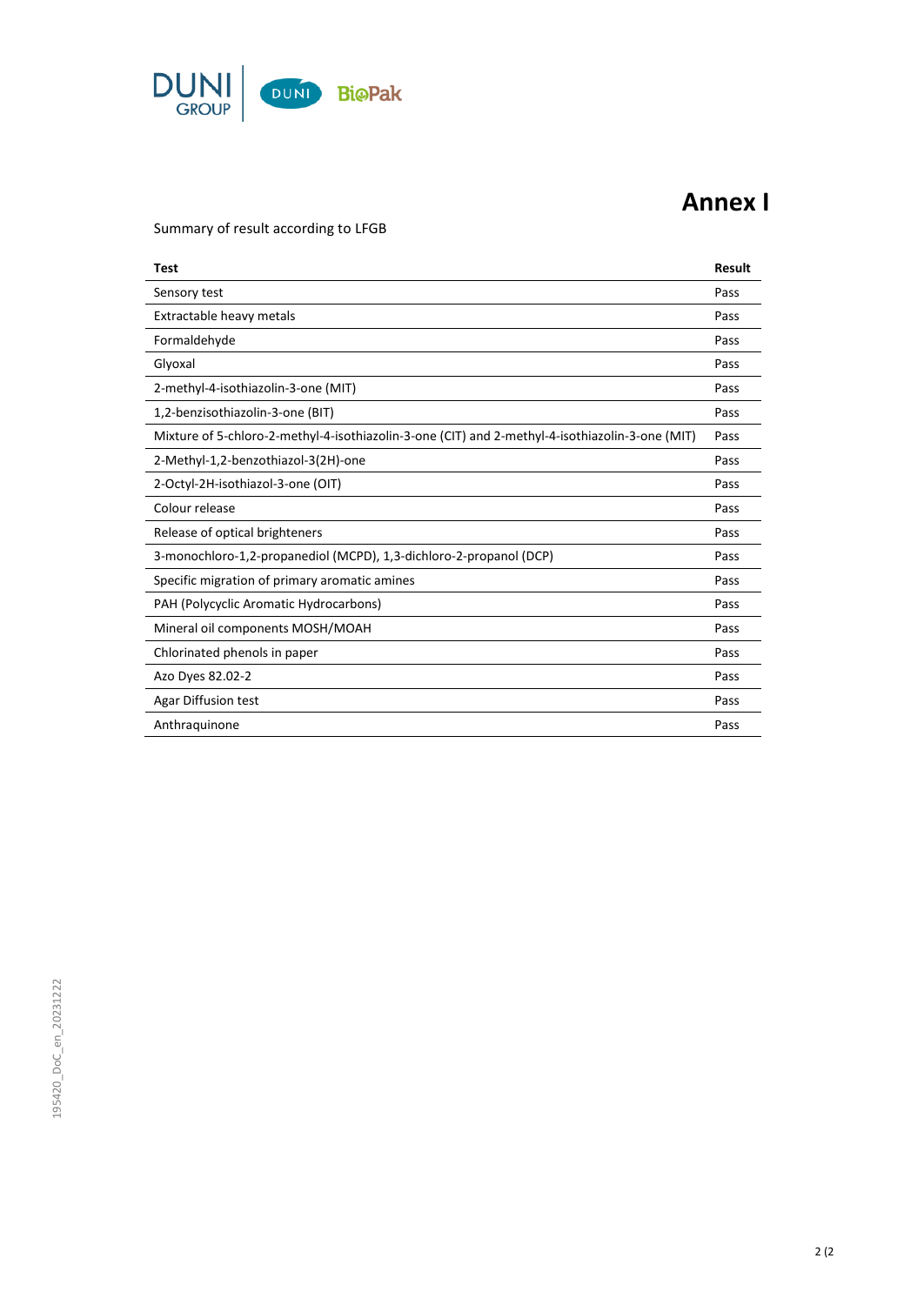# Annex I

Summary of result according to LFGB

| Test | Result |
|---|---|
| Sensory test | Pass |
| Extractable heavy metals | Pass |
| Formaldehyde | Pass |
| Glyoxal | Pass |
| 2-methyl-4-isothiazolin-3-one (MIT) | Pass |
| 1,2-benzisothiazolin-3-one (BIT) | Pass |
| Mixture of 5-chloro-2-methyl-4-isothiazolin-3-one (CIT) and 2-methyl-4-isothiazolin-3-one (MIT) | Pass |
| 2-Methyl-1,2-benzothiazol-3(2H)-one | Pass |
| 2-Octyl-2H-isothiazol-3-one (OIT) | Pass |
| Colour release | Pass |
| Release of optical brighteners | Pass |
| 3-monochloro-1,2-propanediol (MCPD), 1,3-dichloro-2-propanol (DCP) | Pass |
| Specific migration of primary aromatic amines | Pass |
| PAH (Polycyclic Aromatic Hydrocarbons) | Pass |
| Mineral oil components MOSH/MOAH | Pass |
| Chlorinated phenols in paper | Pass |
| Azo Dyes 82.02-2 | Pass |
| Agar Diffusion test | Pass |
| Anthraquinone | Pass |

195420_DoC_en_20231222